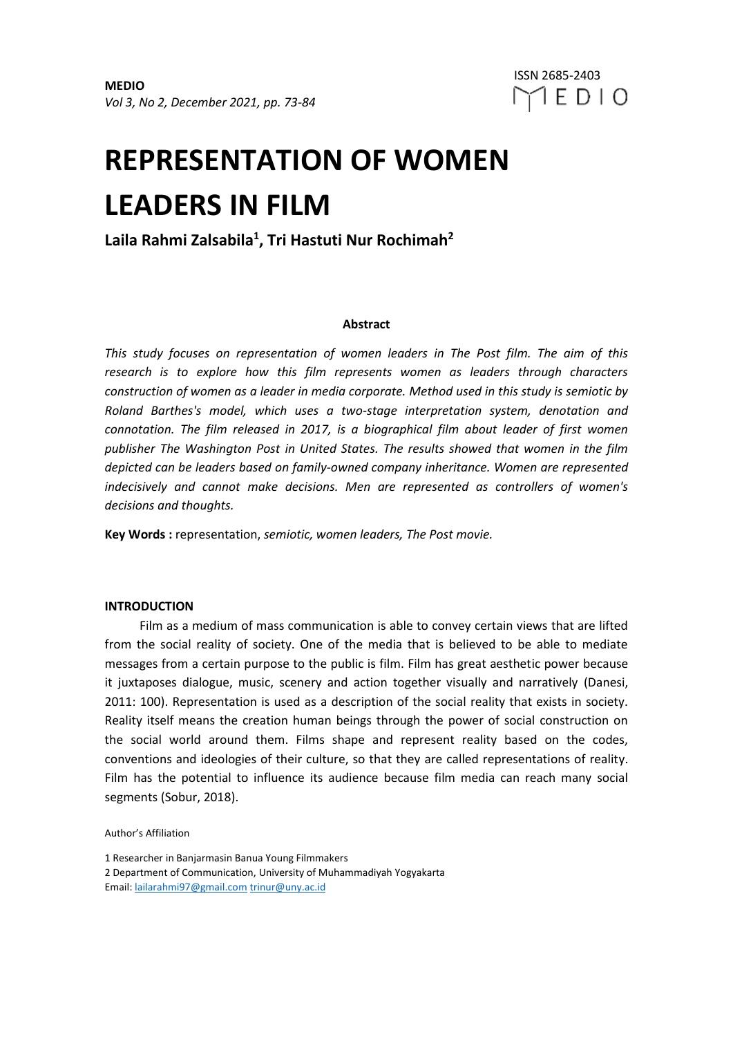# REPRESENTATION OF WOMEN LEADERS IN FILM

**Laila Rahmi Zalsabila[1], Tri Hastuti Nur Rochimah[2]**

**Abstract**

*This study focuses on representation of women leaders in The Post film. The aim of this research is to explore how this film represents women as leaders through characters construction of women as a leader in media corporate. Method used in this study is semiotic by Roland Barthes's model, which uses a two-stage interpretation system, denotation and connotation. The film released in 2017, is a biographical film about leader of first women publisher The Washington Post in United States. The results showed that women in the film depicted can be leaders based on family-owned company inheritance. Women are represented indecisively and cannot make decisions. Men are represented as controllers of women's decisions and thoughts.*

**Key Words :** representation, *semiotic, women leaders, The Post movie.*

## INTRODUCTION

Film as a medium of mass communication is able to convey certain views that are lifted from the social reality of society. One of the media that is believed to be able to mediate messages from a certain purpose to the public is film. Film has great aesthetic power because it juxtaposes dialogue, music, scenery and action together visually and narratively (Danesi, 2011: 100). Representation is used as a description of the social reality that exists in society. Reality itself means the creation human beings through the power of social construction on the social world around them. Films shape and represent reality based on the codes, conventions and ideologies of their culture, so that they are called representations of reality. Film has the potential to influence its audience because film media can reach many social segments (Sobur, 2018).

Author's Affiliation

1 Researcher in Banjarmasin Banua Young Filmmakers
2 Department of Communication, University of Muhammadiyah Yogyakarta
Email: lailarahmi97@gmail.com trinur@uny.ac.id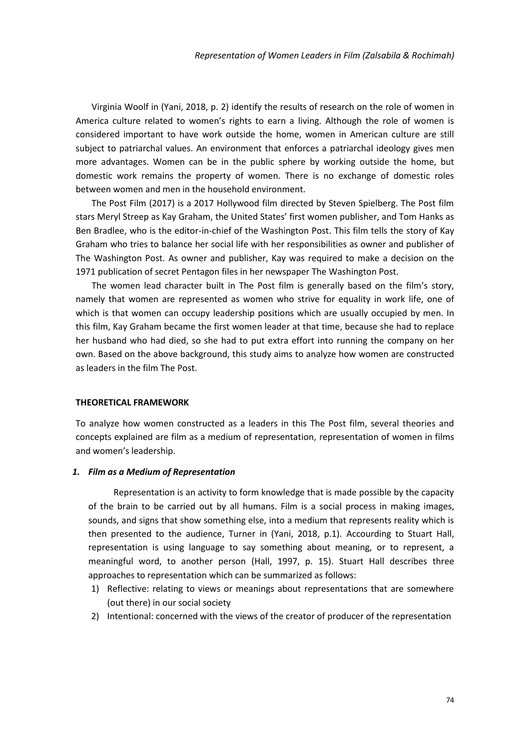Virginia Woolf in (Yani, 2018, p. 2) identify the results of research on the role of women in America culture related to women's rights to earn a living. Although the role of women is considered important to have work outside the home, women in American culture are still subject to patriarchal values. An environment that enforces a patriarchal ideology gives men more advantages. Women can be in the public sphere by working outside the home, but domestic work remains the property of women. There is no exchange of domestic roles between women and men in the household environment.

The Post Film (2017) is a 2017 Hollywood film directed by Steven Spielberg. The Post film stars Meryl Streep as Kay Graham, the United States' first women publisher, and Tom Hanks as Ben Bradlee, who is the editor-in-chief of the Washington Post. This film tells the story of Kay Graham who tries to balance her social life with her responsibilities as owner and publisher of The Washington Post. As owner and publisher, Kay was required to make a decision on the 1971 publication of secret Pentagon files in her newspaper The Washington Post.

The women lead character built in The Post film is generally based on the film's story, namely that women are represented as women who strive for equality in work life, one of which is that women can occupy leadership positions which are usually occupied by men. In this film, Kay Graham became the first women leader at that time, because she had to replace her husband who had died, so she had to put extra effort into running the company on her own. Based on the above background, this study aims to analyze how women are constructed as leaders in the film The Post.

## THEORETICAL FRAMEWORK

To analyze how women constructed as a leaders in this The Post film, several theories and concepts explained are film as a medium of representation, representation of women in films and women's leadership.

### *1. Film as a Medium of Representation*

Representation is an activity to form knowledge that is made possible by the capacity of the brain to be carried out by all humans. Film is a social process in making images, sounds, and signs that show something else, into a medium that represents reality which is then presented to the audience, Turner in (Yani, 2018, p.1). Accourding to Stuart Hall, representation is using language to say something about meaning, or to represent, a meaningful word, to another person (Hall, 1997, p. 15). Stuart Hall describes three approaches to representation which can be summarized as follows:

1) Reflective: relating to views or meanings about representations that are somewhere (out there) in our social society
2) Intentional: concerned with the views of the creator of producer of the representation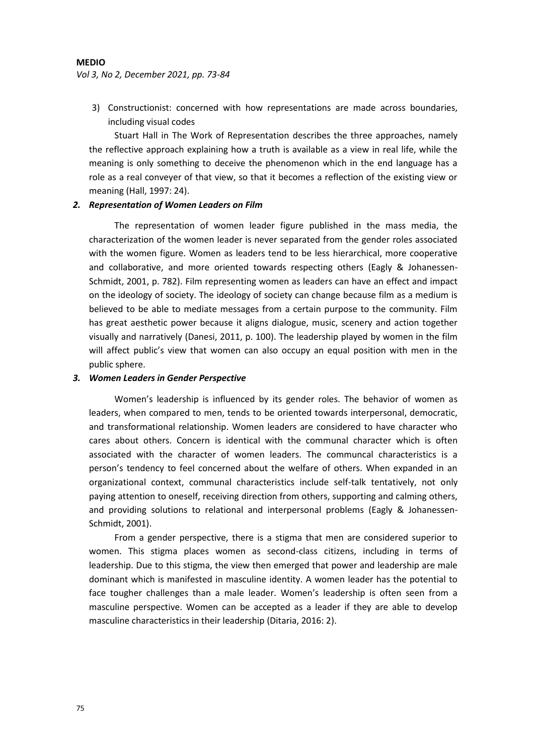3) Constructionist: concerned with how representations are made across boundaries, including visual codes

Stuart Hall in The Work of Representation describes the three approaches, namely the reflective approach explaining how a truth is available as a view in real life, while the meaning is only something to deceive the phenomenon which in the end language has a role as a real conveyer of that view, so that it becomes a reflection of the existing view or meaning (Hall, 1997: 24).

### *2. Representation of Women Leaders on Film*

The representation of women leader figure published in the mass media, the characterization of the women leader is never separated from the gender roles associated with the women figure. Women as leaders tend to be less hierarchical, more cooperative and collaborative, and more oriented towards respecting others (Eagly & Johanessen-Schmidt, 2001, p. 782). Film representing women as leaders can have an effect and impact on the ideology of society. The ideology of society can change because film as a medium is believed to be able to mediate messages from a certain purpose to the community. Film has great aesthetic power because it aligns dialogue, music, scenery and action together visually and narratively (Danesi, 2011, p. 100). The leadership played by women in the film will affect public's view that women can also occupy an equal position with men in the public sphere.

### *3. Women Leaders in Gender Perspective*

Women's leadership is influenced by its gender roles. The behavior of women as leaders, when compared to men, tends to be oriented towards interpersonal, democratic, and transformational relationship. Women leaders are considered to have character who cares about others. Concern is identical with the communal character which is often associated with the character of women leaders. The communcal characteristics is a person's tendency to feel concerned about the welfare of others. When expanded in an organizational context, communal characteristics include self-talk tentatively, not only paying attention to oneself, receiving direction from others, supporting and calming others, and providing solutions to relational and interpersonal problems (Eagly & Johanessen-Schmidt, 2001).

From a gender perspective, there is a stigma that men are considered superior to women. This stigma places women as second-class citizens, including in terms of leadership. Due to this stigma, the view then emerged that power and leadership are male dominant which is manifested in masculine identity. A women leader has the potential to face tougher challenges than a male leader. Women's leadership is often seen from a masculine perspective. Women can be accepted as a leader if they are able to develop masculine characteristics in their leadership (Ditaria, 2016: 2).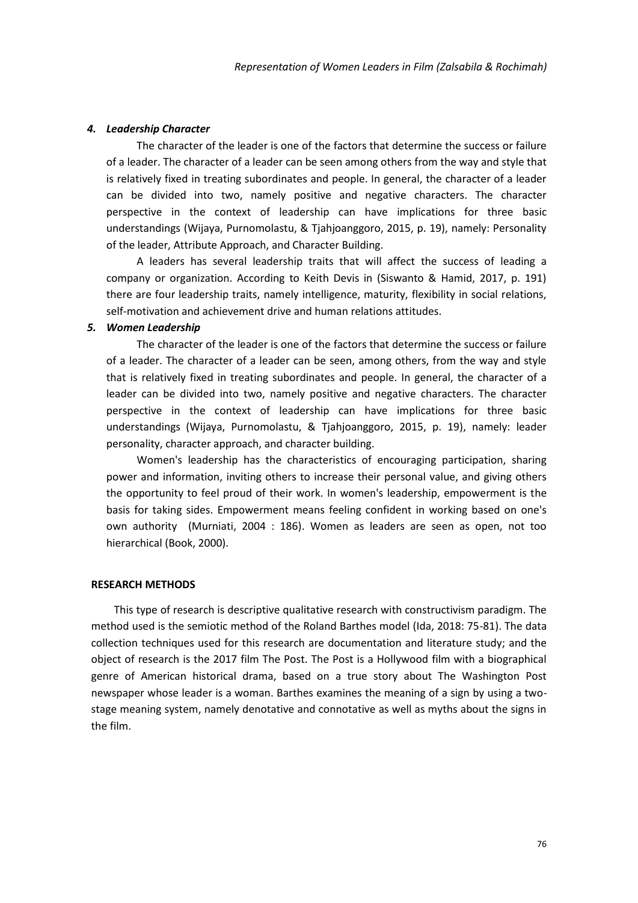### *4. Leadership Character*

The character of the leader is one of the factors that determine the success or failure of a leader. The character of a leader can be seen among others from the way and style that is relatively fixed in treating subordinates and people. In general, the character of a leader can be divided into two, namely positive and negative characters. The character perspective in the context of leadership can have implications for three basic understandings (Wijaya, Purnomolastu, & Tjahjoanggoro, 2015, p. 19), namely: Personality of the leader, Attribute Approach, and Character Building.

A leaders has several leadership traits that will affect the success of leading a company or organization. According to Keith Devis in (Siswanto & Hamid, 2017, p. 191) there are four leadership traits, namely intelligence, maturity, flexibility in social relations, self-motivation and achievement drive and human relations attitudes.

### *5. Women Leadership*

The character of the leader is one of the factors that determine the success or failure of a leader. The character of a leader can be seen, among others, from the way and style that is relatively fixed in treating subordinates and people. In general, the character of a leader can be divided into two, namely positive and negative characters. The character perspective in the context of leadership can have implications for three basic understandings (Wijaya, Purnomolastu, & Tjahjoanggoro, 2015, p. 19), namely: leader personality, character approach, and character building.

Women's leadership has the characteristics of encouraging participation, sharing power and information, inviting others to increase their personal value, and giving others the opportunity to feel proud of their work. In women's leadership, empowerment is the basis for taking sides. Empowerment means feeling confident in working based on one's own authority (Murniati, 2004 : 186). Women as leaders are seen as open, not too hierarchical (Book, 2000).

## RESEARCH METHODS

This type of research is descriptive qualitative research with constructivism paradigm. The method used is the semiotic method of the Roland Barthes model (Ida, 2018: 75-81). The data collection techniques used for this research are documentation and literature study; and the object of research is the 2017 film The Post. The Post is a Hollywood film with a biographical genre of American historical drama, based on a true story about The Washington Post newspaper whose leader is a woman. Barthes examines the meaning of a sign by using a two-stage meaning system, namely denotative and connotative as well as myths about the signs in the film.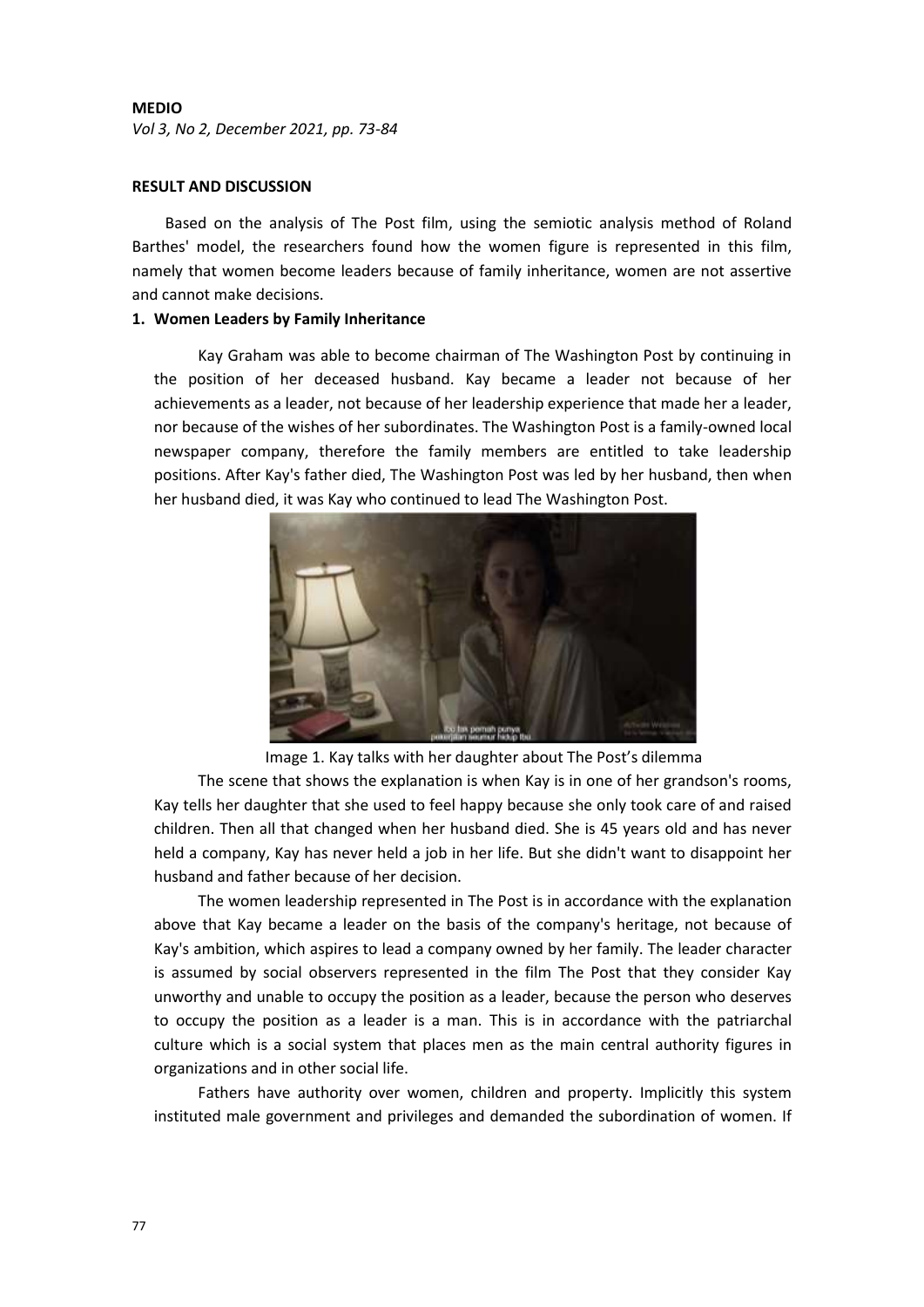## RESULT AND DISCUSSION

Based on the analysis of The Post film, using the semiotic analysis method of Roland Barthes' model, the researchers found how the women figure is represented in this film, namely that women become leaders because of family inheritance, women are not assertive and cannot make decisions.

### 1. Women Leaders by Family Inheritance

Kay Graham was able to become chairman of The Washington Post by continuing in the position of her deceased husband. Kay became a leader not because of her achievements as a leader, not because of her leadership experience that made her a leader, nor because of the wishes of her subordinates. The Washington Post is a family-owned local newspaper company, therefore the family members are entitled to take leadership positions. After Kay's father died, The Washington Post was led by her husband, then when her husband died, it was Kay who continued to lead The Washington Post.

Image 1. Kay talks with her daughter about The Post's dilemma

The scene that shows the explanation is when Kay is in one of her grandson's rooms, Kay tells her daughter that she used to feel happy because she only took care of and raised children. Then all that changed when her husband died. She is 45 years old and has never held a company, Kay has never held a job in her life. But she didn't want to disappoint her husband and father because of her decision.

The women leadership represented in The Post is in accordance with the explanation above that Kay became a leader on the basis of the company's heritage, not because of Kay's ambition, which aspires to lead a company owned by her family. The leader character is assumed by social observers represented in the film The Post that they consider Kay unworthy and unable to occupy the position as a leader, because the person who deserves to occupy the position as a leader is a man. This is in accordance with the patriarchal culture which is a social system that places men as the main central authority figures in organizations and in other social life.

Fathers have authority over women, children and property. Implicitly this system instituted male government and privileges and demanded the subordination of women. If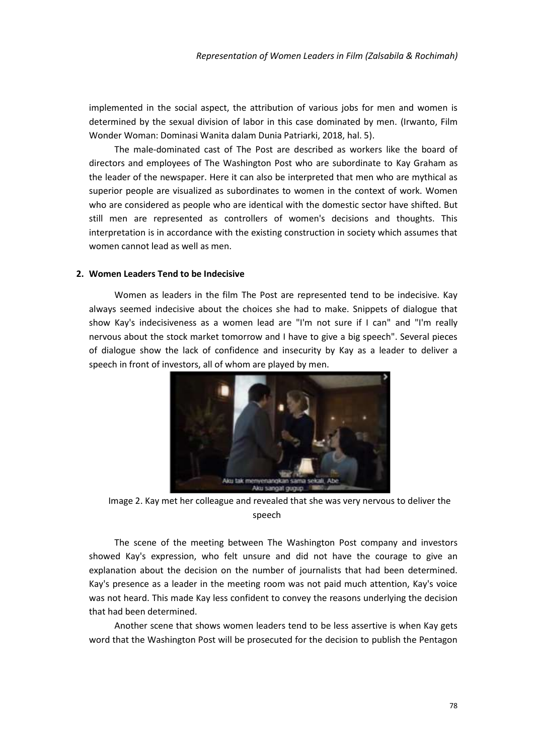implemented in the social aspect, the attribution of various jobs for men and women is determined by the sexual division of labor in this case dominated by men. (Irwanto, Film Wonder Woman: Dominasi Wanita dalam Dunia Patriarki, 2018, hal. 5).

The male-dominated cast of The Post are described as workers like the board of directors and employees of The Washington Post who are subordinate to Kay Graham as the leader of the newspaper. Here it can also be interpreted that men who are mythical as superior people are visualized as subordinates to women in the context of work. Women who are considered as people who are identical with the domestic sector have shifted. But still men are represented as controllers of women's decisions and thoughts. This interpretation is in accordance with the existing construction in society which assumes that women cannot lead as well as men.

**2. Women Leaders Tend to be Indecisive**

Women as leaders in the film The Post are represented tend to be indecisive. Kay always seemed indecisive about the choices she had to make. Snippets of dialogue that show Kay's indecisiveness as a women lead are "I'm not sure if I can" and "I'm really nervous about the stock market tomorrow and I have to give a big speech". Several pieces of dialogue show the lack of confidence and insecurity by Kay as a leader to deliver a speech in front of investors, all of whom are played by men.

Image 2. Kay met her colleague and revealed that she was very nervous to deliver the speech

The scene of the meeting between The Washington Post company and investors showed Kay's expression, who felt unsure and did not have the courage to give an explanation about the decision on the number of journalists that had been determined. Kay's presence as a leader in the meeting room was not paid much attention, Kay's voice was not heard. This made Kay less confident to convey the reasons underlying the decision that had been determined.

Another scene that shows women leaders tend to be less assertive is when Kay gets word that the Washington Post will be prosecuted for the decision to publish the Pentagon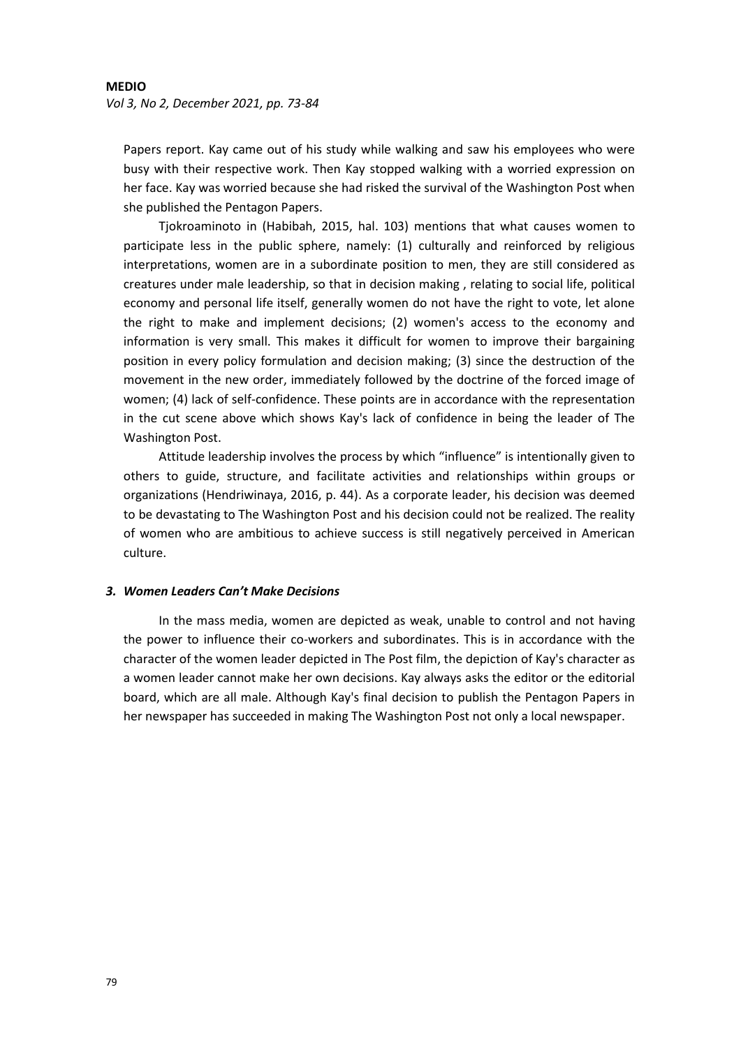Papers report. Kay came out of his study while walking and saw his employees who were busy with their respective work. Then Kay stopped walking with a worried expression on her face. Kay was worried because she had risked the survival of the Washington Post when she published the Pentagon Papers.

Tjokroaminoto in (Habibah, 2015, hal. 103) mentions that what causes women to participate less in the public sphere, namely: (1) culturally and reinforced by religious interpretations, women are in a subordinate position to men, they are still considered as creatures under male leadership, so that in decision making , relating to social life, political economy and personal life itself, generally women do not have the right to vote, let alone the right to make and implement decisions; (2) women's access to the economy and information is very small. This makes it difficult for women to improve their bargaining position in every policy formulation and decision making; (3) since the destruction of the movement in the new order, immediately followed by the doctrine of the forced image of women; (4) lack of self-confidence. These points are in accordance with the representation in the cut scene above which shows Kay's lack of confidence in being the leader of The Washington Post.

Attitude leadership involves the process by which "influence" is intentionally given to others to guide, structure, and facilitate activities and relationships within groups or organizations (Hendriwinaya, 2016, p. 44). As a corporate leader, his decision was deemed to be devastating to The Washington Post and his decision could not be realized. The reality of women who are ambitious to achieve success is still negatively perceived in American culture.

### *3. Women Leaders Can't Make Decisions*

In the mass media, women are depicted as weak, unable to control and not having the power to influence their co-workers and subordinates. This is in accordance with the character of the women leader depicted in The Post film, the depiction of Kay's character as a women leader cannot make her own decisions. Kay always asks the editor or the editorial board, which are all male. Although Kay's final decision to publish the Pentagon Papers in her newspaper has succeeded in making The Washington Post not only a local newspaper.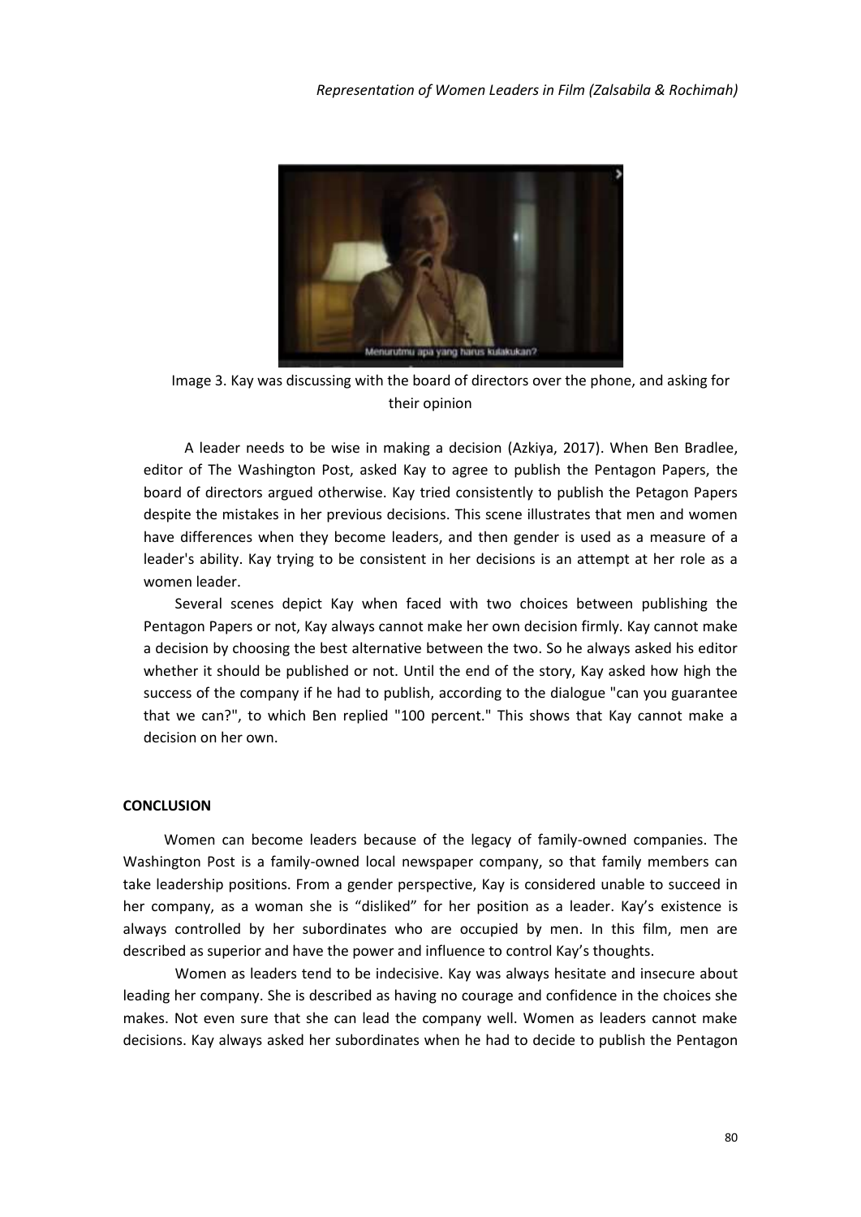Image 3. Kay was discussing with the board of directors over the phone, and asking for their opinion

A leader needs to be wise in making a decision (Azkiya, 2017). When Ben Bradlee, editor of The Washington Post, asked Kay to agree to publish the Pentagon Papers, the board of directors argued otherwise. Kay tried consistently to publish the Petagon Papers despite the mistakes in her previous decisions. This scene illustrates that men and women have differences when they become leaders, and then gender is used as a measure of a leader's ability. Kay trying to be consistent in her decisions is an attempt at her role as a women leader.

Several scenes depict Kay when faced with two choices between publishing the Pentagon Papers or not, Kay always cannot make her own decision firmly. Kay cannot make a decision by choosing the best alternative between the two. So he always asked his editor whether it should be published or not. Until the end of the story, Kay asked how high the success of the company if he had to publish, according to the dialogue "can you guarantee that we can?", to which Ben replied "100 percent." This shows that Kay cannot make a decision on her own.

## CONCLUSION

Women can become leaders because of the legacy of family-owned companies. The Washington Post is a family-owned local newspaper company, so that family members can take leadership positions. From a gender perspective, Kay is considered unable to succeed in her company, as a woman she is "disliked" for her position as a leader. Kay's existence is always controlled by her subordinates who are occupied by men. In this film, men are described as superior and have the power and influence to control Kay's thoughts.

Women as leaders tend to be indecisive. Kay was always hesitate and insecure about leading her company. She is described as having no courage and confidence in the choices she makes. Not even sure that she can lead the company well. Women as leaders cannot make decisions. Kay always asked her subordinates when he had to decide to publish the Pentagon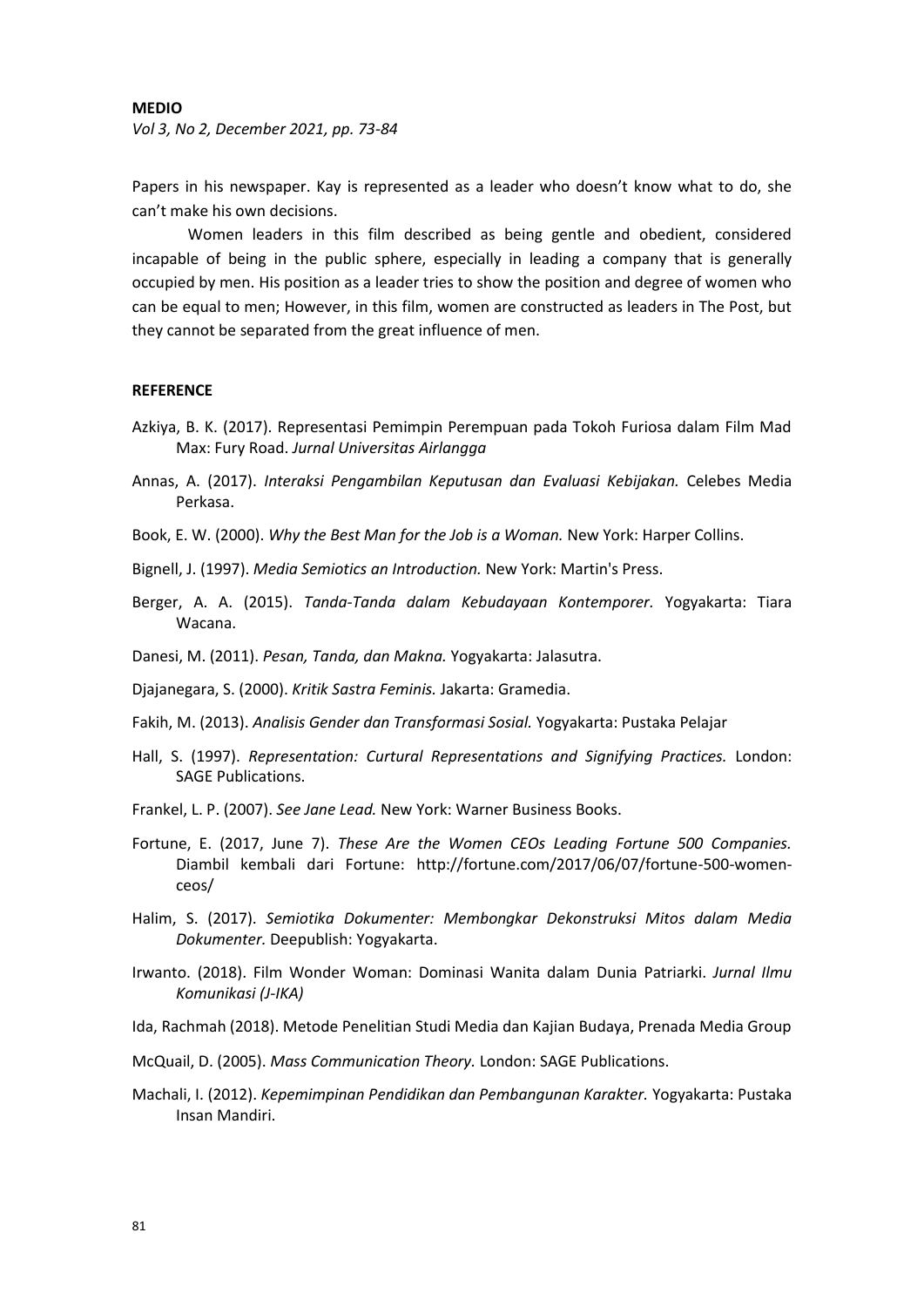Papers in his newspaper. Kay is represented as a leader who doesn't know what to do, she can't make his own decisions.

Women leaders in this film described as being gentle and obedient, considered incapable of being in the public sphere, especially in leading a company that is generally occupied by men. His position as a leader tries to show the position and degree of women who can be equal to men; However, in this film, women are constructed as leaders in The Post, but they cannot be separated from the great influence of men.

## REFERENCE

Azkiya, B. K. (2017). Representasi Pemimpin Perempuan pada Tokoh Furiosa dalam Film Mad Max: Fury Road. *Jurnal Universitas Airlangga*

Annas, A. (2017). *Interaksi Pengambilan Keputusan dan Evaluasi Kebijakan.* Celebes Media Perkasa.

Book, E. W. (2000). *Why the Best Man for the Job is a Woman.* New York: Harper Collins.

Bignell, J. (1997). *Media Semiotics an Introduction.* New York: Martin's Press.

Berger, A. A. (2015). *Tanda-Tanda dalam Kebudayaan Kontemporer.* Yogyakarta: Tiara Wacana.

Danesi, M. (2011). *Pesan, Tanda, dan Makna.* Yogyakarta: Jalasutra.

Djajanegara, S. (2000). *Kritik Sastra Feminis.* Jakarta: Gramedia.

Fakih, M. (2013). *Analisis Gender dan Transformasi Sosial.* Yogyakarta: Pustaka Pelajar

Hall, S. (1997). *Representation: Curtural Representations and Signifying Practices.* London: SAGE Publications.

Frankel, L. P. (2007). *See Jane Lead.* New York: Warner Business Books.

Fortune, E. (2017, June 7). *These Are the Women CEOs Leading Fortune 500 Companies.* Diambil kembali dari Fortune: http://fortune.com/2017/06/07/fortune-500-women-ceos/

Halim, S. (2017). *Semiotika Dokumenter: Membongkar Dekonstruksi Mitos dalam Media Dokumenter.* Deepublish: Yogyakarta.

Irwanto. (2018). Film Wonder Woman: Dominasi Wanita dalam Dunia Patriarki. *Jurnal Ilmu Komunikasi (J-IKA)*

Ida, Rachmah (2018). Metode Penelitian Studi Media dan Kajian Budaya, Prenada Media Group

McQuail, D. (2005). *Mass Communication Theory.* London: SAGE Publications.

Machali, I. (2012). *Kepemimpinan Pendidikan dan Pembangunan Karakter.* Yogyakarta: Pustaka Insan Mandiri.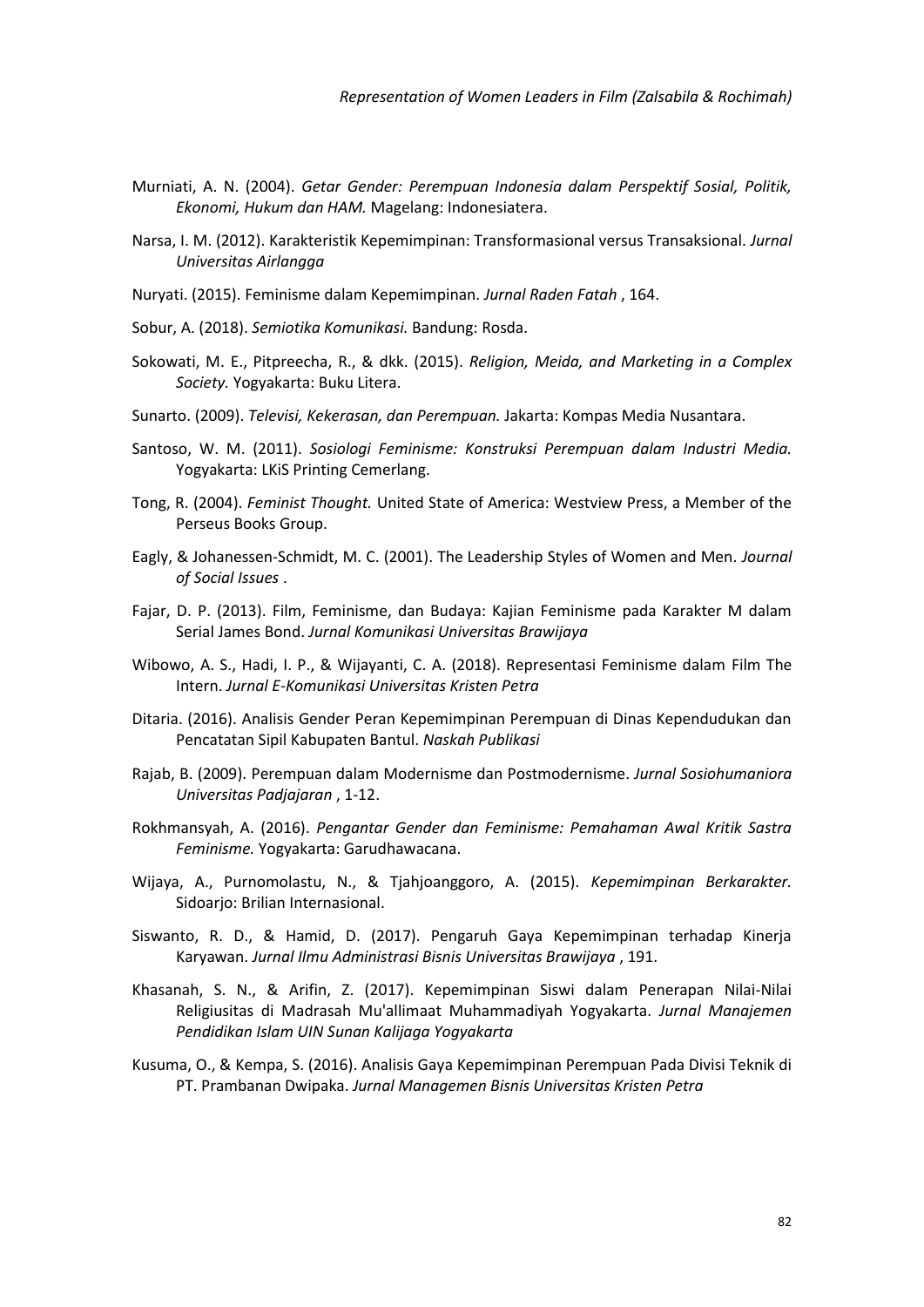Murniati, A. N. (2004). *Getar Gender: Perempuan Indonesia dalam Perspektif Sosial, Politik, Ekonomi, Hukum dan HAM.* Magelang: Indonesiatera.

Narsa, I. M. (2012). Karakteristik Kepemimpinan: Transformasional versus Transaksional. *Jurnal Universitas Airlangga*

Nuryati. (2015). Feminisme dalam Kepemimpinan. *Jurnal Raden Fatah* , 164.

Sobur, A. (2018). *Semiotika Komunikasi.* Bandung: Rosda.

Sokowati, M. E., Pitpreecha, R., & dkk. (2015). *Religion, Meida, and Marketing in a Complex Society.* Yogyakarta: Buku Litera.

Sunarto. (2009). *Televisi, Kekerasan, dan Perempuan.* Jakarta: Kompas Media Nusantara.

Santoso, W. M. (2011). *Sosiologi Feminisme: Konstruksi Perempuan dalam Industri Media.* Yogyakarta: LKiS Printing Cemerlang.

Tong, R. (2004). *Feminist Thought.* United State of America: Westview Press, a Member of the Perseus Books Group.

Eagly, & Johanessen-Schmidt, M. C. (2001). The Leadership Styles of Women and Men. *Journal of Social Issues* .

Fajar, D. P. (2013). Film, Feminisme, dan Budaya: Kajian Feminisme pada Karakter M dalam Serial James Bond. *Jurnal Komunikasi Universitas Brawijaya*

Wibowo, A. S., Hadi, I. P., & Wijayanti, C. A. (2018). Representasi Feminisme dalam Film The Intern. *Jurnal E-Komunikasi Universitas Kristen Petra*

Ditaria. (2016). Analisis Gender Peran Kepemimpinan Perempuan di Dinas Kependudukan dan Pencatatan Sipil Kabupaten Bantul. *Naskah Publikasi*

Rajab, B. (2009). Perempuan dalam Modernisme dan Postmodernisme. *Jurnal Sosiohumaniora Universitas Padjajaran* , 1-12.

Rokhmansyah, A. (2016). *Pengantar Gender dan Feminisme: Pemahaman Awal Kritik Sastra Feminisme.* Yogyakarta: Garudhawacana.

Wijaya, A., Purnomolastu, N., & Tjahjoanggoro, A. (2015). *Kepemimpinan Berkarakter.* Sidoarjo: Brilian Internasional.

Siswanto, R. D., & Hamid, D. (2017). Pengaruh Gaya Kepemimpinan terhadap Kinerja Karyawan. *Jurnal Ilmu Administrasi Bisnis Universitas Brawijaya* , 191.

Khasanah, S. N., & Arifin, Z. (2017). Kepemimpinan Siswi dalam Penerapan Nilai-Nilai Religiusitas di Madrasah Mu'allimaat Muhammadiyah Yogyakarta. *Jurnal Manajemen Pendidikan Islam UIN Sunan Kalijaga Yogyakarta*

Kusuma, O., & Kempa, S. (2016). Analisis Gaya Kepemimpinan Perempuan Pada Divisi Teknik di PT. Prambanan Dwipaka. *Jurnal Managemen Bisnis Universitas Kristen Petra*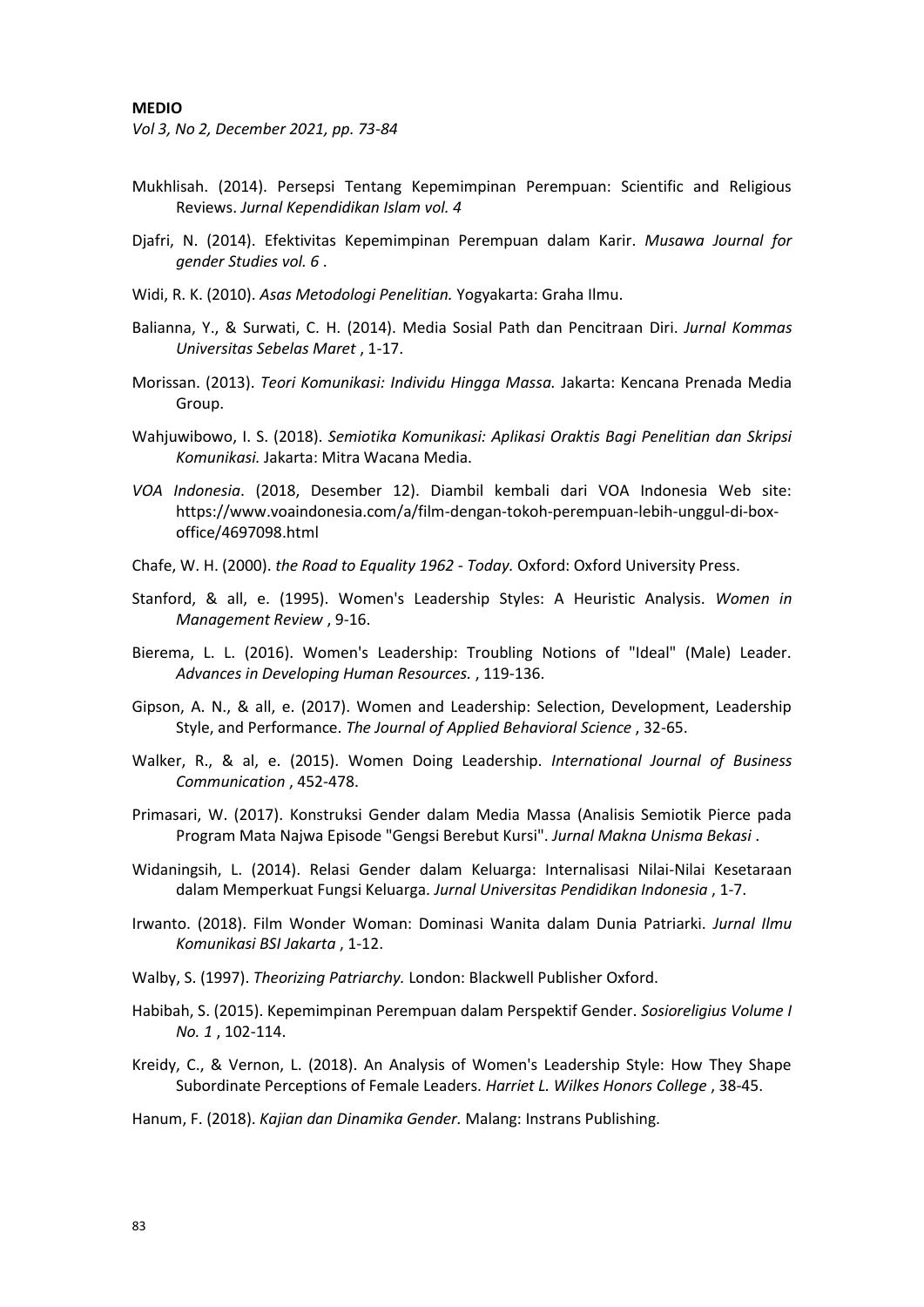Mukhlisah. (2014). Persepsi Tentang Kepemimpinan Perempuan: Scientific and Religious Reviews. *Jurnal Kependidikan Islam vol. 4*

Djafri, N. (2014). Efektivitas Kepemimpinan Perempuan dalam Karir. *Musawa Journal for gender Studies vol. 6* .

Widi, R. K. (2010). *Asas Metodologi Penelitian.* Yogyakarta: Graha Ilmu.

Balianna, Y., & Surwati, C. H. (2014). Media Sosial Path dan Pencitraan Diri. *Jurnal Kommas Universitas Sebelas Maret* , 1-17.

Morissan. (2013). *Teori Komunikasi: Individu Hingga Massa.* Jakarta: Kencana Prenada Media Group.

Wahjuwibowo, I. S. (2018). *Semiotika Komunikasi: Aplikasi Oraktis Bagi Penelitian dan Skripsi Komunikasi.* Jakarta: Mitra Wacana Media.

*VOA Indonesia*. (2018, Desember 12). Diambil kembali dari VOA Indonesia Web site: https://www.voaindonesia.com/a/film-dengan-tokoh-perempuan-lebih-unggul-di-box-office/4697098.html

Chafe, W. H. (2000). *the Road to Equality 1962 - Today.* Oxford: Oxford University Press.

Stanford, & all, e. (1995). Women's Leadership Styles: A Heuristic Analysis. *Women in Management Review* , 9-16.

Bierema, L. L. (2016). Women's Leadership: Troubling Notions of "Ideal" (Male) Leader. *Advances in Developing Human Resources.* , 119-136.

Gipson, A. N., & all, e. (2017). Women and Leadership: Selection, Development, Leadership Style, and Performance. *The Journal of Applied Behavioral Science* , 32-65.

Walker, R., & al, e. (2015). Women Doing Leadership. *International Journal of Business Communication* , 452-478.

Primasari, W. (2017). Konstruksi Gender dalam Media Massa (Analisis Semiotik Pierce pada Program Mata Najwa Episode "Gengsi Berebut Kursi". *Jurnal Makna Unisma Bekasi* .

Widaningsih, L. (2014). Relasi Gender dalam Keluarga: Internalisasi Nilai-Nilai Kesetaraan dalam Memperkuat Fungsi Keluarga. *Jurnal Universitas Pendidikan Indonesia* , 1-7.

Irwanto. (2018). Film Wonder Woman: Dominasi Wanita dalam Dunia Patriarki. *Jurnal Ilmu Komunikasi BSI Jakarta* , 1-12.

Walby, S. (1997). *Theorizing Patriarchy.* London: Blackwell Publisher Oxford.

Habibah, S. (2015). Kepemimpinan Perempuan dalam Perspektif Gender. *Sosioreligius Volume I No. 1* , 102-114.

Kreidy, C., & Vernon, L. (2018). An Analysis of Women's Leadership Style: How They Shape Subordinate Perceptions of Female Leaders. *Harriet L. Wilkes Honors College* , 38-45.

Hanum, F. (2018). *Kajian dan Dinamika Gender.* Malang: Instrans Publishing.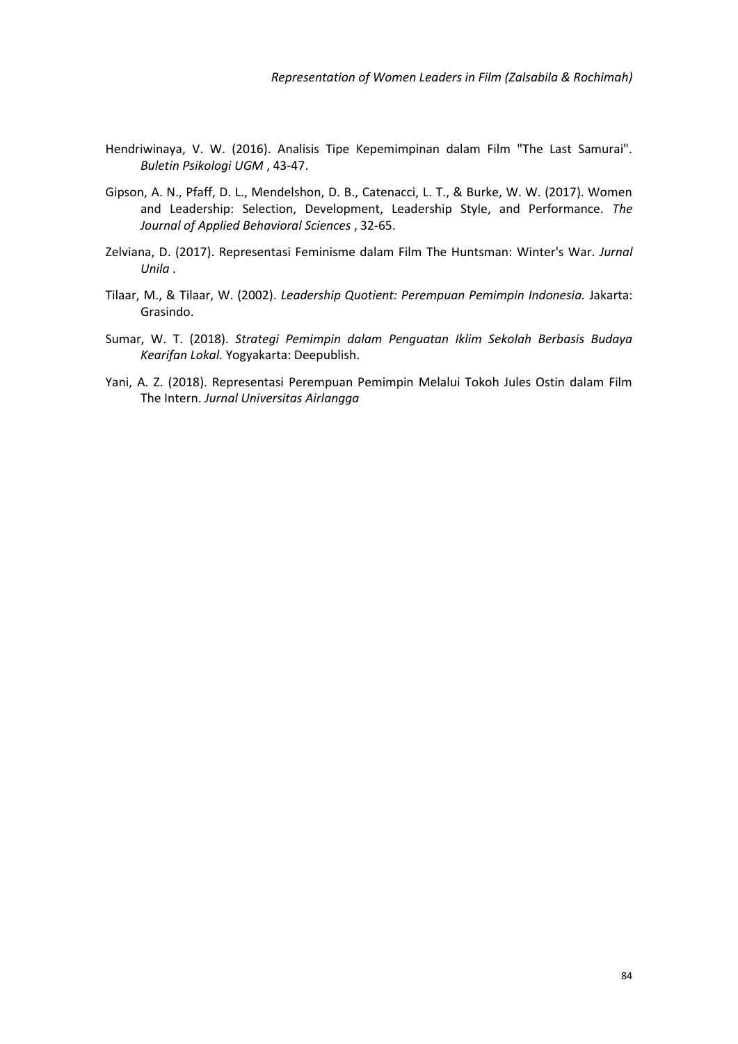Hendriwinaya, V. W. (2016). Analisis Tipe Kepemimpinan dalam Film "The Last Samurai". *Buletin Psikologi UGM* , 43-47.

Gipson, A. N., Pfaff, D. L., Mendelshon, D. B., Catenacci, L. T., & Burke, W. W. (2017). Women and Leadership: Selection, Development, Leadership Style, and Performance. *The Journal of Applied Behavioral Sciences* , 32-65.

Zelviana, D. (2017). Representasi Feminisme dalam Film The Huntsman: Winter's War. *Jurnal Unila* .

Tilaar, M., & Tilaar, W. (2002). *Leadership Quotient: Perempuan Pemimpin Indonesia.* Jakarta: Grasindo.

Sumar, W. T. (2018). *Strategi Pemimpin dalam Penguatan Iklim Sekolah Berbasis Budaya Kearifan Lokal.* Yogyakarta: Deepublish.

Yani, A. Z. (2018). Representasi Perempuan Pemimpin Melalui Tokoh Jules Ostin dalam Film The Intern. *Jurnal Universitas Airlangga*